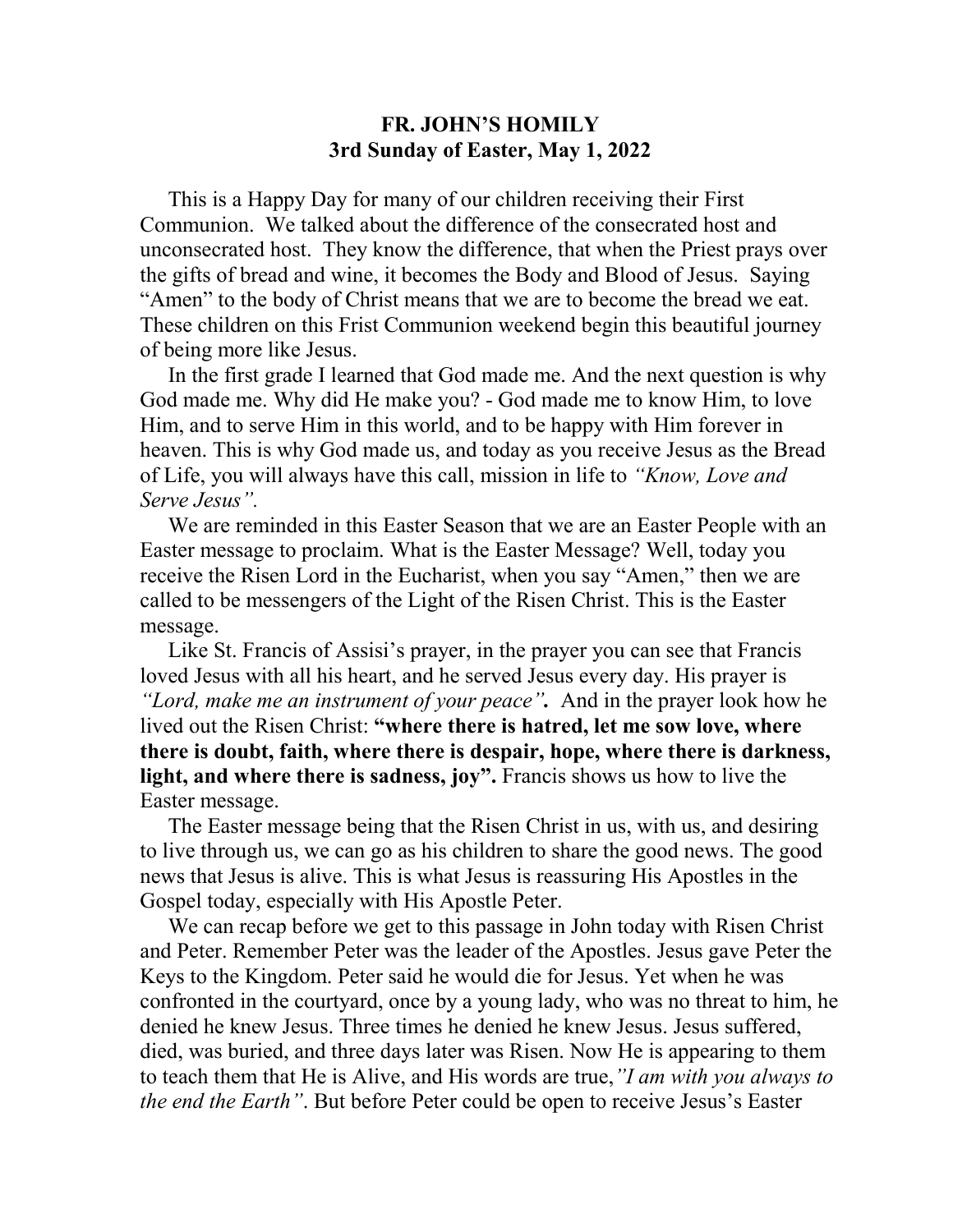**FR. JOHN'S HOMILY**
**3rd Sunday of Easter, May 1, 2022**

This is a Happy Day for many of our children receiving their First Communion. We talked about the difference of the consecrated host and unconsecrated host. They know the difference, that when the Priest prays over the gifts of bread and wine, it becomes the Body and Blood of Jesus. Saying "Amen" to the body of Christ means that we are to become the bread we eat. These children on this Frist Communion weekend begin this beautiful journey of being more like Jesus.

In the first grade I learned that God made me. And the next question is why God made me. Why did He make you? - God made me to know Him, to love Him, and to serve Him in this world, and to be happy with Him forever in heaven. This is why God made us, and today as you receive Jesus as the Bread of Life, you will always have this call, mission in life to *"Know, Love and Serve Jesus"*.

We are reminded in this Easter Season that we are an Easter People with an Easter message to proclaim. What is the Easter Message? Well, today you receive the Risen Lord in the Eucharist, when you say "Amen," then we are called to be messengers of the Light of the Risen Christ. This is the Easter message.

Like St. Francis of Assisi's prayer, in the prayer you can see that Francis loved Jesus with all his heart, and he served Jesus every day. His prayer is *"Lord, make me an instrument of your peace"***.** And in the prayer look how he lived out the Risen Christ: **"where there is hatred, let me sow love, where there is doubt, faith, where there is despair, hope, where there is darkness, light, and where there is sadness, joy".** Francis shows us how to live the Easter message.

The Easter message being that the Risen Christ in us, with us, and desiring to live through us, we can go as his children to share the good news. The good news that Jesus is alive. This is what Jesus is reassuring His Apostles in the Gospel today, especially with His Apostle Peter.

We can recap before we get to this passage in John today with Risen Christ and Peter. Remember Peter was the leader of the Apostles. Jesus gave Peter the Keys to the Kingdom. Peter said he would die for Jesus. Yet when he was confronted in the courtyard, once by a young lady, who was no threat to him, he denied he knew Jesus. Three times he denied he knew Jesus. Jesus suffered, died, was buried, and three days later was Risen. Now He is appearing to them to teach them that He is Alive, and His words are true,*"I am with you always to the end the Earth"*. But before Peter could be open to receive Jesus's Easter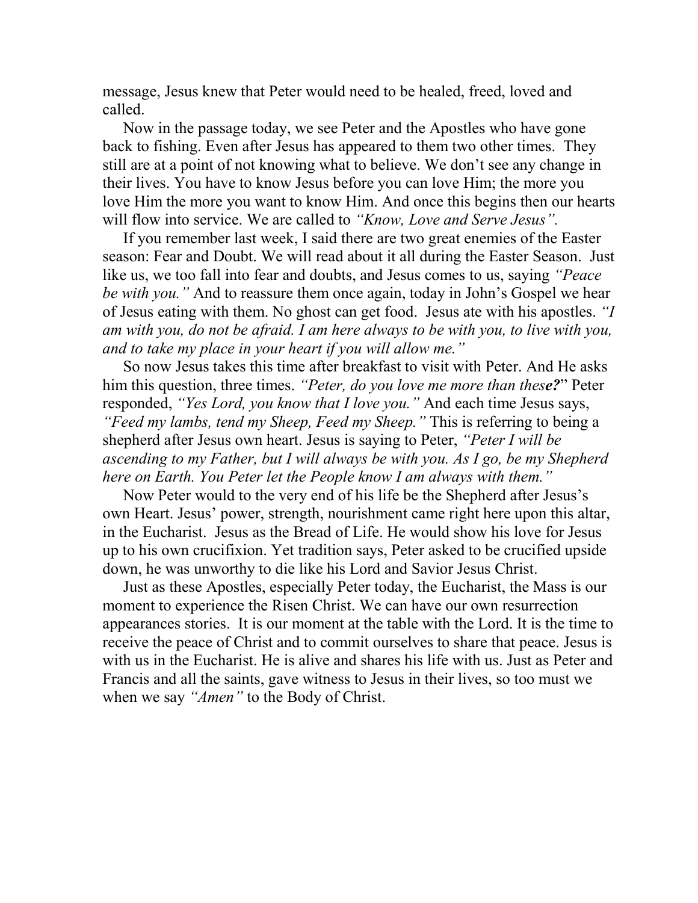message, Jesus knew that Peter would need to be healed, freed, loved and called.

Now in the passage today, we see Peter and the Apostles who have gone back to fishing. Even after Jesus has appeared to them two other times. They still are at a point of not knowing what to believe. We don't see any change in their lives. You have to know Jesus before you can love Him; the more you love Him the more you want to know Him. And once this begins then our hearts will flow into service. We are called to *"Know, Love and Serve Jesus".*

If you remember last week, I said there are two great enemies of the Easter season: Fear and Doubt. We will read about it all during the Easter Season. Just like us, we too fall into fear and doubts, and Jesus comes to us, saying *"Peace be with you."* And to reassure them once again, today in John's Gospel we hear of Jesus eating with them. No ghost can get food. Jesus ate with his apostles. *"I am with you, do not be afraid. I am here always to be with you, to live with you, and to take my place in your heart if you will allow me."*

So now Jesus takes this time after breakfast to visit with Peter. And He asks him this question, three times. *"Peter, do you love me more than these?"* Peter responded, *"Yes Lord, you know that I love you."* And each time Jesus says, *"Feed my lambs, tend my Sheep, Feed my Sheep."* This is referring to being a shepherd after Jesus own heart. Jesus is saying to Peter, *"Peter I will be ascending to my Father, but I will always be with you. As I go, be my Shepherd here on Earth. You Peter let the People know I am always with them."*

Now Peter would to the very end of his life be the Shepherd after Jesus's own Heart. Jesus' power, strength, nourishment came right here upon this altar, in the Eucharist. Jesus as the Bread of Life. He would show his love for Jesus up to his own crucifixion. Yet tradition says, Peter asked to be crucified upside down, he was unworthy to die like his Lord and Savior Jesus Christ.

Just as these Apostles, especially Peter today, the Eucharist, the Mass is our moment to experience the Risen Christ. We can have our own resurrection appearances stories. It is our moment at the table with the Lord. It is the time to receive the peace of Christ and to commit ourselves to share that peace. Jesus is with us in the Eucharist. He is alive and shares his life with us. Just as Peter and Francis and all the saints, gave witness to Jesus in their lives, so too must we when we say *"Amen"* to the Body of Christ.